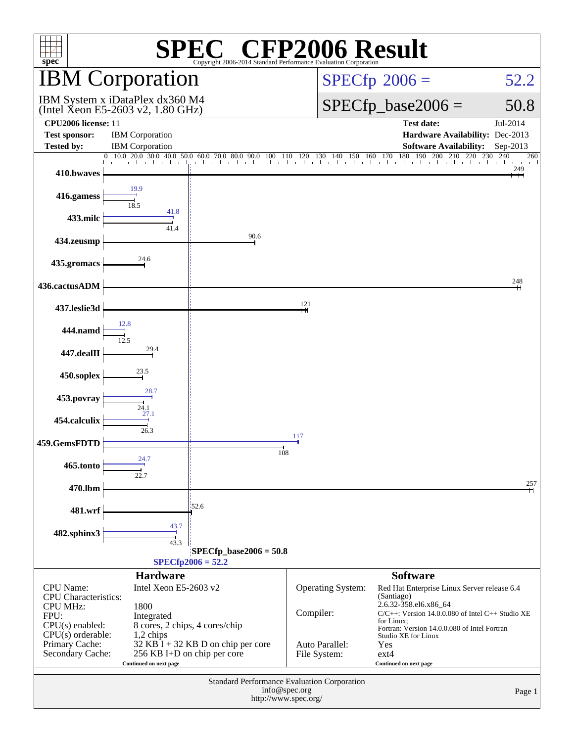# SPEC® CFP2006 Result

Copyright 2006-2014 Standard Performance Evaluation Corporation

## IBM Corporation

IBM System x iDataPlex dx360 M4
(Intel Xeon E5-2603 v2, 1.80 GHz)

SPECfp 2006 = 52.2

SPECfp_base2006 = 50.8

| | | | |
|---|---|---|---|
| **CPU2006 license:** | 11 | **Test date:** | Jul-2014 |
| **Test sponsor:** | IBM Corporation | **Hardware Availability:** | Dec-2013 |
| **Tested by:** | IBM Corporation | **Software Availability:** | Sep-2013 |

| Benchmark | Peak | Base |
|---|---|---|
| 410.bwaves | | 249 |
| 416.gamess | 19.9 | 18.5 |
| 433.milc | 41.8 | 41.4 |
| 434.zeusmp | | 90.6 |
| 435.gromacs | | 24.6 |
| 436.cactusADM | | 248 |
| 437.leslie3d | | 121 |
| 444.namd | 12.8 | 12.5 |
| 447.dealII | | 29.4 |
| 450.soplex | | 23.5 |
| 453.povray | 28.7 | 24.1 |
| 454.calculix | 27.1 | 26.3 |
| 459.GemsFDTD | 117 | 108 |
| 465.tonto | 24.7 | 22.7 |
| 470.lbm | | 257 |
| 481.wrf | | 52.6 |
| 482.sphinx3 | 43.7 | 43.3 |

SPECfp_base2006 = 50.8

SPECfp2006 = 52.2

### Hardware

| | |
|---|---|
| CPU Name: | Intel Xeon E5-2603 v2 |
| CPU Characteristics: | |
| CPU MHz: | 1800 |
| FPU: | Integrated |
| CPU(s) enabled: | 8 cores, 2 chips, 4 cores/chip |
| CPU(s) orderable: | 1,2 chips |
| Primary Cache: | 32 KB I + 32 KB D on chip per core |
| Secondary Cache: | 256 KB I+D on chip per core |

Continued on next page

### Software

| | |
|---|---|
| Operating System: | Red Hat Enterprise Linux Server release 6.4 (Santiago) 2.6.32-358.el6.x86_64 |
| Compiler: | C/C++: Version 14.0.0.080 of Intel C++ Studio XE for Linux; Fortran: Version 14.0.0.080 of Intel Fortran Studio XE for Linux |
| Auto Parallel: | Yes |
| File System: | ext4 |

Continued on next page

Standard Performance Evaluation Corporation
info@spec.org
http://www.spec.org/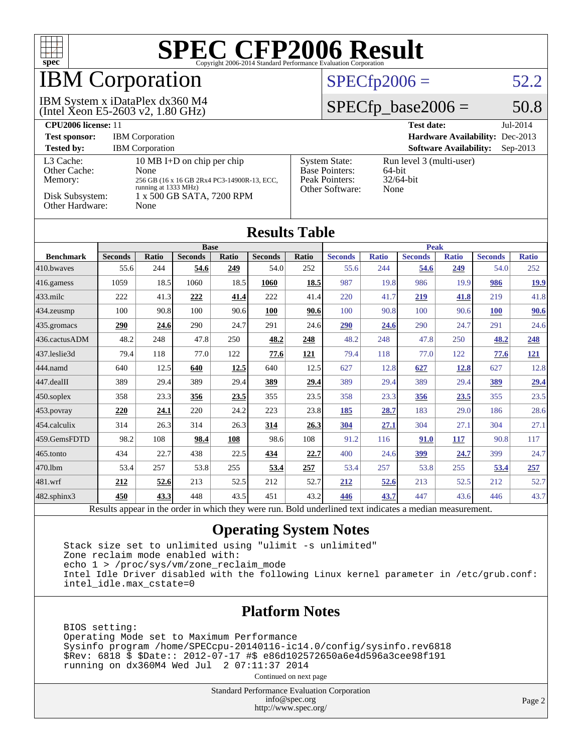# SPEC CFP2006 Result

Copyright 2006-2014 Standard Performance Evaluation Corporation

# IBM Corporation

IBM System x iDataPlex dx360 M4
(Intel Xeon E5-2603 v2, 1.80 GHz)

SPECfp2006 = 52.2

SPECfp_base2006 = 50.8

| | | | |
|---|---|---|---|
| **CPU2006 license:** 11 | | **Test date:** | Jul-2014 |
| **Test sponsor:** | IBM Corporation | **Hardware Availability:** | Dec-2013 |
| **Tested by:** | IBM Corporation | **Software Availability:** | Sep-2013 |

| | |
|---|---|
| L3 Cache: | 10 MB I+D on chip per chip |
| Other Cache: | None |
| Memory: | 256 GB (16 x 16 GB 2Rx4 PC3-14900R-13, ECC, running at 1333 MHz) |
| Disk Subsystem: | 1 x 500 GB SATA, 7200 RPM |
| Other Hardware: | None |

| | |
|---|---|
| System State: | Run level 3 (multi-user) |
| Base Pointers: | 64-bit |
| Peak Pointers: | 32/64-bit |
| Other Software: | None |

## Results Table

| | Base | | | | | | Peak | | | | | |
|---|---|---|---|---|---|---|---|---|---|---|---|---|
| **Benchmark** | **Seconds** | **Ratio** | **Seconds** | **Ratio** | **Seconds** | **Ratio** | **Seconds** | **Ratio** | **Seconds** | **Ratio** | **Seconds** | **Ratio** |
| 410.bwaves | 55.6 | 244 | **54.6** | **249** | 54.0 | 252 | 55.6 | 244 | **54.6** | **249** | 54.0 | 252 |
| 416.gamess | 1059 | 18.5 | 1060 | 18.5 | **1060** | **18.5** | 987 | 19.8 | 986 | 19.9 | **986** | **19.9** |
| 433.milc | 222 | 41.3 | **222** | **41.4** | 222 | 41.4 | 220 | 41.7 | **219** | **41.8** | 219 | 41.8 |
| 434.zeusmp | 100 | 90.8 | 100 | 90.6 | **100** | **90.6** | 100 | 90.8 | 100 | 90.6 | **100** | **90.6** |
| 435.gromacs | **290** | **24.6** | 290 | 24.7 | 291 | 24.6 | **290** | **24.6** | 290 | 24.7 | 291 | 24.6 |
| 436.cactusADM | 48.2 | 248 | 47.8 | 250 | **48.2** | **248** | 48.2 | 248 | 47.8 | 250 | **48.2** | **248** |
| 437.leslie3d | 79.4 | 118 | 77.0 | 122 | **77.6** | **121** | 79.4 | 118 | 77.0 | 122 | **77.6** | **121** |
| 444.namd | 640 | 12.5 | **640** | **12.5** | 640 | 12.5 | 627 | 12.8 | **627** | **12.8** | 627 | 12.8 |
| 447.dealII | 389 | 29.4 | 389 | 29.4 | **389** | **29.4** | 389 | 29.4 | 389 | 29.4 | **389** | **29.4** |
| 450.soplex | 358 | 23.3 | **356** | **23.5** | 355 | 23.5 | 358 | 23.3 | **356** | **23.5** | 355 | 23.5 |
| 453.povray | **220** | **24.1** | 220 | 24.2 | 223 | 23.8 | **185** | **28.7** | 183 | 29.0 | 186 | 28.6 |
| 454.calculix | 314 | 26.3 | 314 | 26.3 | **314** | **26.3** | **304** | **27.1** | 304 | 27.1 | 304 | 27.1 |
| 459.GemsFDTD | 98.2 | 108 | **98.4** | **108** | 98.6 | 108 | 91.2 | 116 | **91.0** | **117** | 90.8 | 117 |
| 465.tonto | 434 | 22.7 | 438 | 22.5 | **434** | **22.7** | 400 | 24.6 | **399** | **24.7** | 399 | 24.7 |
| 470.lbm | 53.4 | 257 | 53.8 | 255 | **53.4** | **257** | 53.4 | 257 | 53.8 | 255 | **53.4** | **257** |
| 481.wrf | **212** | **52.6** | 213 | 52.5 | 212 | 52.7 | **212** | **52.6** | 213 | 52.5 | 212 | 52.7 |
| 482.sphinx3 | **450** | **43.3** | 448 | 43.5 | 451 | 43.2 | **446** | **43.7** | 447 | 43.6 | 446 | 43.7 |

Results appear in the order in which they were run. Bold underlined text indicates a median measurement.

## Operating System Notes

```
Stack size set to unlimited using "ulimit -s unlimited"
Zone reclaim mode enabled with:
echo 1 > /proc/sys/vm/zone_reclaim_mode
Intel Idle Driver disabled with the following Linux kernel parameter in /etc/grub.conf:
intel_idle.max_cstate=0
```

## Platform Notes

```
BIOS setting:
Operating Mode set to Maximum Performance
Sysinfo program /home/SPECcpu-20140116-ic14.0/config/sysinfo.rev6818
$Rev: 6818 $ $Date:: 2012-07-17 #$ e86d102572650a6e4d596a3cee98f191
running on dx360M4 Wed Jul  2 07:11:37 2014
```

Continued on next page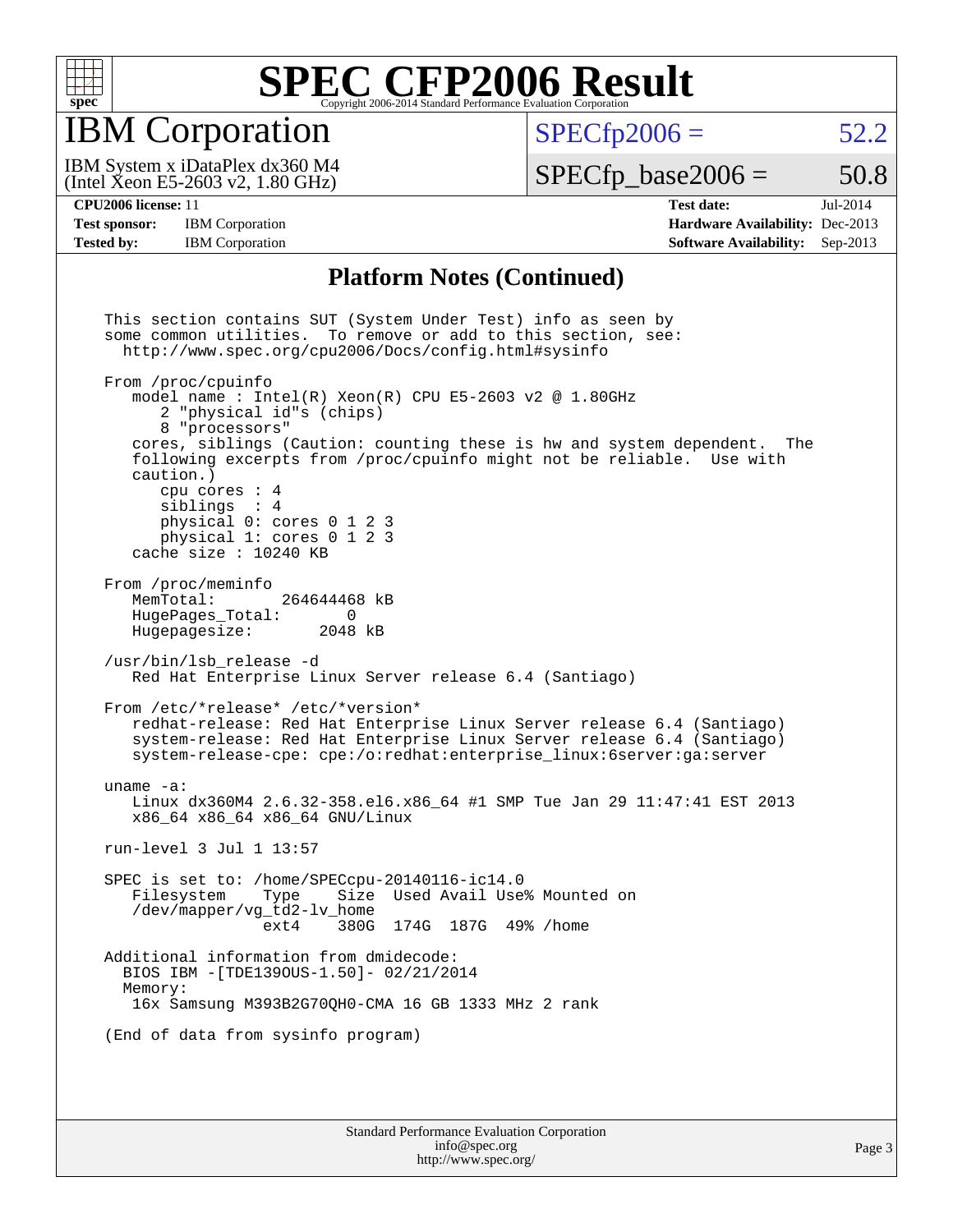## Platform Notes (Continued)

```
This section contains SUT (System Under Test) info as seen by
some common utilities.  To remove or add to this section, see:
  http://www.spec.org/cpu2006/Docs/config.html#sysinfo

From /proc/cpuinfo
   model name : Intel(R) Xeon(R) CPU E5-2603 v2 @ 1.80GHz
      2 "physical id"s (chips)
      8 "processors"
   cores, siblings (Caution: counting these is hw and system dependent.  The
   following excerpts from /proc/cpuinfo might not be reliable.  Use with
   caution.)
      cpu cores : 4
      siblings  : 4
      physical 0: cores 0 1 2 3
      physical 1: cores 0 1 2 3
   cache size : 10240 KB

From /proc/meminfo
   MemTotal:       264644468 kB
   HugePages_Total:       0
   Hugepagesize:       2048 kB

/usr/bin/lsb_release -d
   Red Hat Enterprise Linux Server release 6.4 (Santiago)

From /etc/*release* /etc/*version*
   redhat-release: Red Hat Enterprise Linux Server release 6.4 (Santiago)
   system-release: Red Hat Enterprise Linux Server release 6.4 (Santiago)
   system-release-cpe: cpe:/o:redhat:enterprise_linux:6server:ga:server

uname -a:
   Linux dx360M4 2.6.32-358.el6.x86_64 #1 SMP Tue Jan 29 11:47:41 EST 2013
   x86_64 x86_64 x86_64 GNU/Linux

run-level 3 Jul 1 13:57

SPEC is set to: /home/SPECcpu-20140116-ic14.0
   Filesystem    Type    Size  Used Avail Use% Mounted on
   /dev/mapper/vg_td2-lv_home
                 ext4    380G  174G  187G  49% /home

Additional information from dmidecode:
  BIOS IBM -[TDE139OUS-1.50]- 02/21/2014
  Memory:
   16x Samsung M393B2G70QH0-CMA 16 GB 1333 MHz 2 rank

(End of data from sysinfo program)
```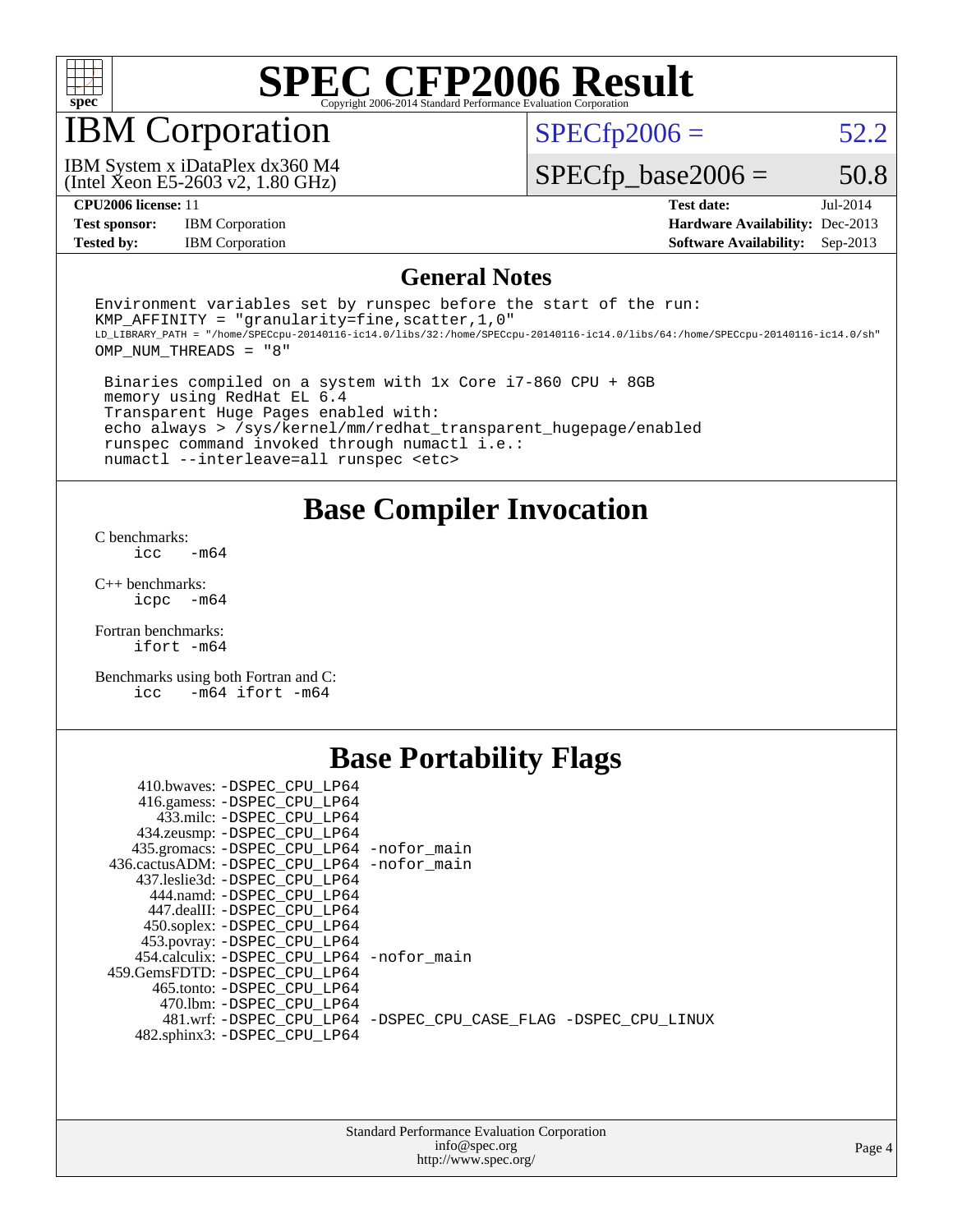# SPEC CFP2006 Result

Copyright 2006-2014 Standard Performance Evaluation Corporation

## IBM Corporation

IBM System x iDataPlex dx360 M4
(Intel Xeon E5-2603 v2, 1.80 GHz)

SPECfp2006 = 52.2

SPECfp_base2006 = 50.8

| | | | |
|---|---|---|---|
| **CPU2006 license:** 11 | | **Test date:** | Jul-2014 |
| **Test sponsor:** | IBM Corporation | **Hardware Availability:** | Dec-2013 |
| **Tested by:** | IBM Corporation | **Software Availability:** | Sep-2013 |

## General Notes

```
Environment variables set by runspec before the start of the run:
KMP_AFFINITY = "granularity=fine,scatter,1,0"
LD_LIBRARY_PATH = "/home/SPECcpu-20140116-ic14.0/libs/32:/home/SPECcpu-20140116-ic14.0/libs/64:/home/SPECcpu-20140116-ic14.0/sh"
OMP_NUM_THREADS = "8"

 Binaries compiled on a system with 1x Core i7-860 CPU + 8GB
 memory using RedHat EL 6.4
 Transparent Huge Pages enabled with:
 echo always > /sys/kernel/mm/redhat_transparent_hugepage/enabled
 runspec command invoked through numactl i.e.:
 numactl --interleave=all runspec <etc>
```

## Base Compiler Invocation

C benchmarks:
```
icc   -m64
```

C++ benchmarks:
```
icpc  -m64
```

Fortran benchmarks:
```
ifort -m64
```

Benchmarks using both Fortran and C:
```
icc   -m64 ifort -m64
```

## Base Portability Flags

```
    410.bwaves: -DSPEC_CPU_LP64
    416.gamess: -DSPEC_CPU_LP64
      433.milc: -DSPEC_CPU_LP64
    434.zeusmp: -DSPEC_CPU_LP64
   435.gromacs: -DSPEC_CPU_LP64 -nofor_main
  436.cactusADM: -DSPEC_CPU_LP64 -nofor_main
   437.leslie3d: -DSPEC_CPU_LP64
      444.namd: -DSPEC_CPU_LP64
    447.dealII: -DSPEC_CPU_LP64
    450.soplex: -DSPEC_CPU_LP64
    453.povray: -DSPEC_CPU_LP64
  454.calculix: -DSPEC_CPU_LP64 -nofor_main
 459.GemsFDTD: -DSPEC_CPU_LP64
     465.tonto: -DSPEC_CPU_LP64
       470.lbm: -DSPEC_CPU_LP64
       481.wrf: -DSPEC_CPU_LP64 -DSPEC_CPU_CASE_FLAG -DSPEC_CPU_LINUX
   482.sphinx3: -DSPEC_CPU_LP64
```

Standard Performance Evaluation Corporation
info@spec.org
http://www.spec.org/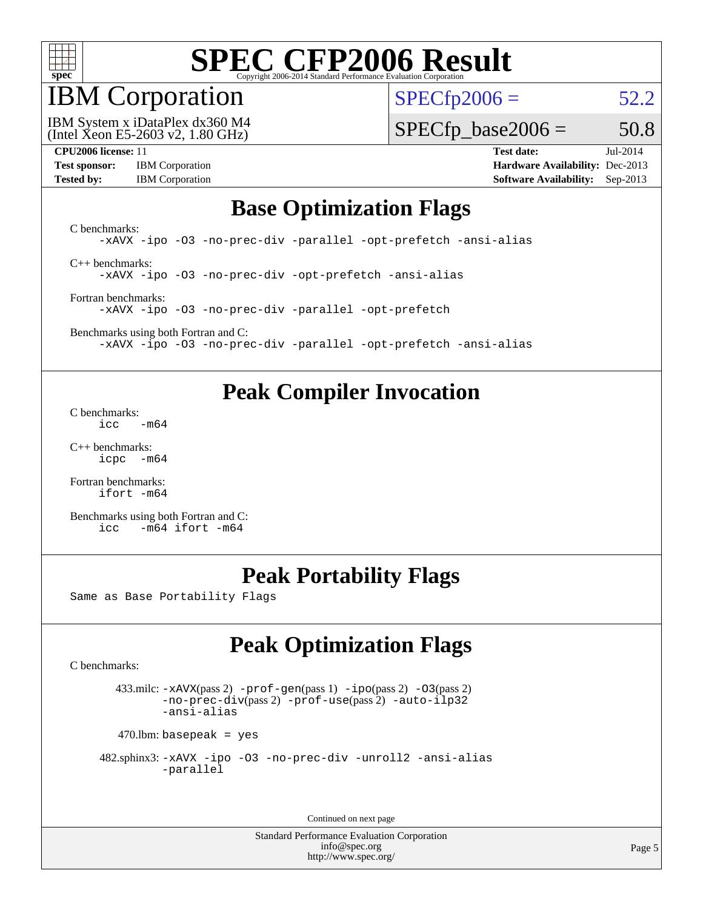# SPEC CFP2006 Result

Copyright 2006-2014 Standard Performance Evaluation Corporation

## IBM Corporation

IBM System x iDataPlex dx360 M4
(Intel Xeon E5-2603 v2, 1.80 GHz)

SPECfp2006 = 52.2

SPECfp_base2006 = 50.8

| | | | |
|---|---|---|---|
| **CPU2006 license:** 11 | | **Test date:** | Jul-2014 |
| **Test sponsor:** | IBM Corporation | **Hardware Availability:** | Dec-2013 |
| **Tested by:** | IBM Corporation | **Software Availability:** | Sep-2013 |

## Base Optimization Flags

C benchmarks:

```
-xAVX -ipo -O3 -no-prec-div -parallel -opt-prefetch -ansi-alias
```

C++ benchmarks:

```
-xAVX -ipo -O3 -no-prec-div -opt-prefetch -ansi-alias
```

Fortran benchmarks:

```
-xAVX -ipo -O3 -no-prec-div -parallel -opt-prefetch
```

Benchmarks using both Fortran and C:

```
-xAVX -ipo -O3 -no-prec-div -parallel -opt-prefetch -ansi-alias
```

## Peak Compiler Invocation

C benchmarks:

```
icc   -m64
```

C++ benchmarks:

```
icpc  -m64
```

Fortran benchmarks:

```
ifort -m64
```

Benchmarks using both Fortran and C:

```
icc   -m64 ifort -m64
```

## Peak Portability Flags

Same as Base Portability Flags

## Peak Optimization Flags

C benchmarks:

433.milc: -xAVX(pass 2) -prof-gen(pass 1) -ipo(pass 2) -O3(pass 2) -no-prec-div(pass 2) -prof-use(pass 2) -auto-ilp32 -ansi-alias

470.lbm: basepeak = yes

482.sphinx3: -xAVX -ipo -O3 -no-prec-div -unroll2 -ansi-alias -parallel

Continued on next page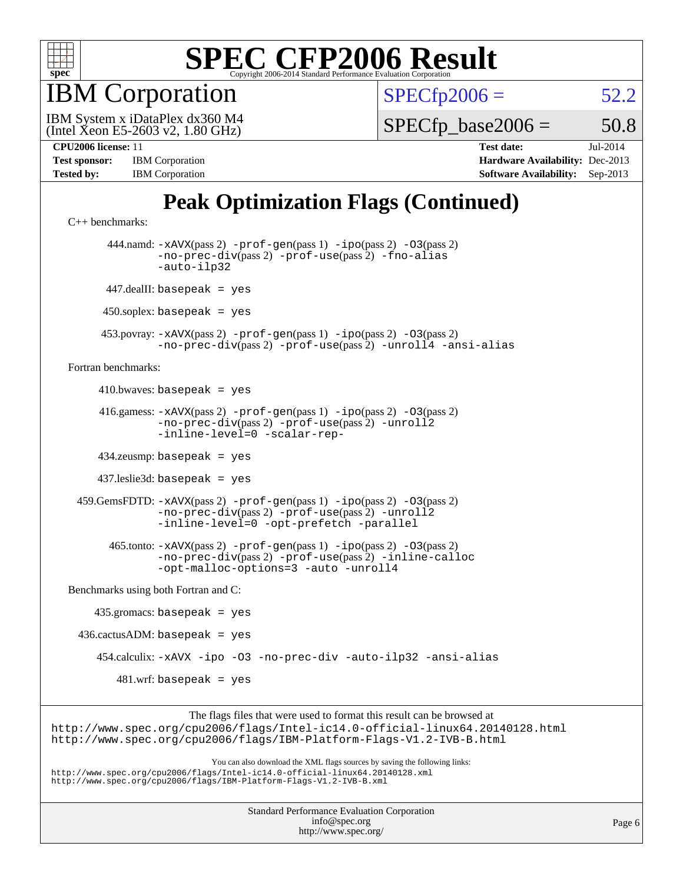# SPEC CFP2006 Result

Copyright 2006-2014 Standard Performance Evaluation Corporation

## IBM Corporation

IBM System x iDataPlex dx360 M4
(Intel Xeon E5-2603 v2, 1.80 GHz)

SPECfp2006 = 52.2

SPECfp_base2006 = 50.8

| | | | |
|---|---|---|---|
| **CPU2006 license:** | 11 | **Test date:** | Jul-2014 |
| **Test sponsor:** | IBM Corporation | **Hardware Availability:** | Dec-2013 |
| **Tested by:** | IBM Corporation | **Software Availability:** | Sep-2013 |

# Peak Optimization Flags (Continued)

C++ benchmarks:

444.namd: `-xAVX`(pass 2) `-prof-gen`(pass 1) `-ipo`(pass 2) `-O3`(pass 2) `-no-prec-div`(pass 2) `-prof-use`(pass 2) `-fno-alias` `-auto-ilp32`

447.dealII: `basepeak = yes`

450.soplex: `basepeak = yes`

453.povray: `-xAVX`(pass 2) `-prof-gen`(pass 1) `-ipo`(pass 2) `-O3`(pass 2) `-no-prec-div`(pass 2) `-prof-use`(pass 2) `-unroll4` `-ansi-alias`

Fortran benchmarks:

410.bwaves: `basepeak = yes`

416.gamess: `-xAVX`(pass 2) `-prof-gen`(pass 1) `-ipo`(pass 2) `-O3`(pass 2) `-no-prec-div`(pass 2) `-prof-use`(pass 2) `-unroll2` `-inline-level=0` `-scalar-rep-`

434.zeusmp: `basepeak = yes`

437.leslie3d: `basepeak = yes`

459.GemsFDTD: `-xAVX`(pass 2) `-prof-gen`(pass 1) `-ipo`(pass 2) `-O3`(pass 2) `-no-prec-div`(pass 2) `-prof-use`(pass 2) `-unroll2` `-inline-level=0` `-opt-prefetch` `-parallel`

465.tonto: `-xAVX`(pass 2) `-prof-gen`(pass 1) `-ipo`(pass 2) `-O3`(pass 2) `-no-prec-div`(pass 2) `-prof-use`(pass 2) `-inline-calloc` `-opt-malloc-options=3` `-auto` `-unroll4`

Benchmarks using both Fortran and C:

435.gromacs: `basepeak = yes`

436.cactusADM: `basepeak = yes`

454.calculix: `-xAVX` `-ipo` `-O3` `-no-prec-div` `-auto-ilp32` `-ansi-alias`

481.wrf: `basepeak = yes`

The flags files that were used to format this result can be browsed at
http://www.spec.org/cpu2006/flags/Intel-ic14.0-official-linux64.20140128.html
http://www.spec.org/cpu2006/flags/IBM-Platform-Flags-V1.2-IVB-B.html

You can also download the XML flags sources by saving the following links:
http://www.spec.org/cpu2006/flags/Intel-ic14.0-official-linux64.20140128.xml
http://www.spec.org/cpu2006/flags/IBM-Platform-Flags-V1.2-IVB-B.xml

Standard Performance Evaluation Corporation
info@spec.org
http://www.spec.org/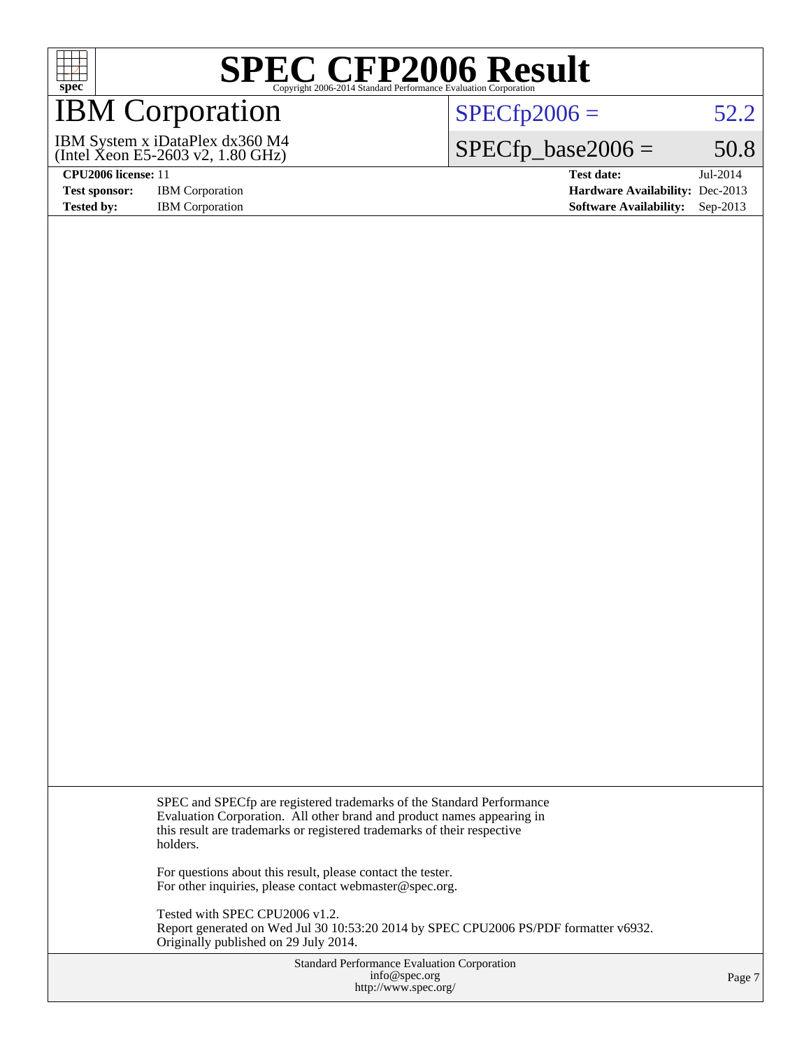SPEC and SPECfp are registered trademarks of the Standard Performance Evaluation Corporation. All other brand and product names appearing in this result are trademarks or registered trademarks of their respective holders.

For questions about this result, please contact the tester.
For other inquiries, please contact webmaster@spec.org.

Tested with SPEC CPU2006 v1.2.
Report generated on Wed Jul 30 10:53:20 2014 by SPEC CPU2006 PS/PDF formatter v6932.
Originally published on 29 July 2014.